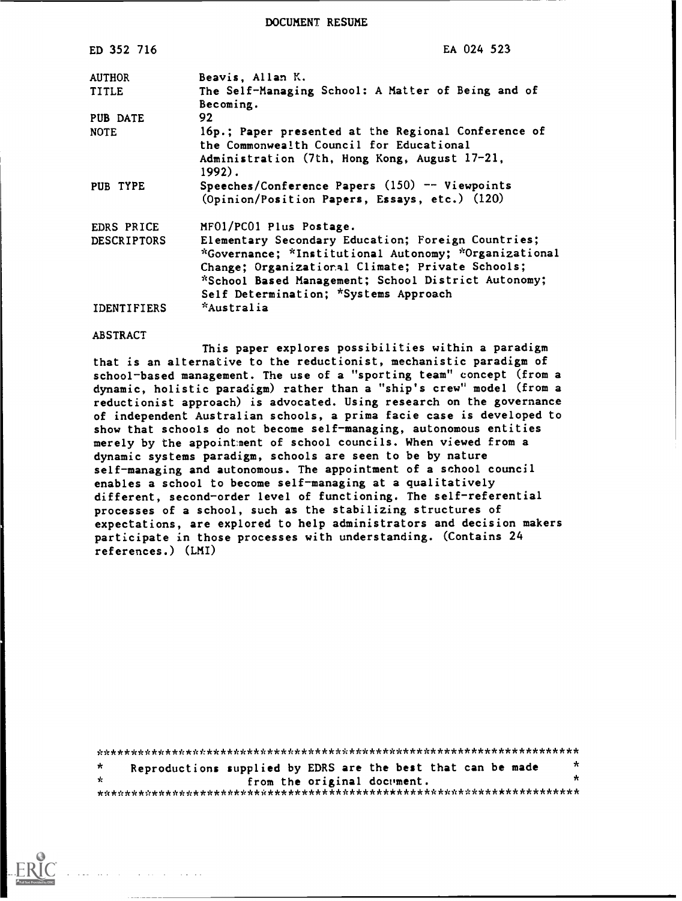DOCUMENT RESUME

| | |
|---|---|
| ED 352 716 | EA 024 523 |
| AUTHOR | Beavis, Allan K. |
| TITLE | The Self-Managing School: A Matter of Being and of Becoming. |
| PUB DATE | 92 |
| NOTE | 16p.; Paper presented at the Regional Conference of the Commonwealth Council for Educational Administration (7th, Hong Kong, August 17-21, 1992). |
| PUB TYPE | Speeches/Conference Papers (150) -- Viewpoints (Opinion/Position Papers, Essays, etc.) (120) |
| EDRS PRICE | MF01/PC01 Plus Postage. |
| DESCRIPTORS | Elementary Secondary Education; Foreign Countries; *Governance; *Institutional Autonomy; *Organizational Change; Organizational Climate; Private Schools; *School Based Management; School District Autonomy; Self Determination; *Systems Approach |
| IDENTIFIERS | *Australia |

ABSTRACT

This paper explores possibilities within a paradigm that is an alternative to the reductionist, mechanistic paradigm of school-based management. The use of a "sporting team" concept (from a dynamic, holistic paradigm) rather than a "ship's crew" model (from a reductionist approach) is advocated. Using research on the governance of independent Australian schools, a prima facie case is developed to show that schools do not become self-managing, autonomous entities merely by the appointment of school councils. When viewed from a dynamic systems paradigm, schools are seen to be by nature self-managing and autonomous. The appointment of a school council enables a school to become self-managing at a qualitatively different, second-order level of functioning. The self-referential processes of a school, such as the stabilizing structures of expectations, are explored to help administrators and decision makers participate in those processes with understanding. (Contains 24 references.) (LMI)

***********************************************************************
* Reproductions supplied by EDRS are the best that can be made *
* from the original document. *
***********************************************************************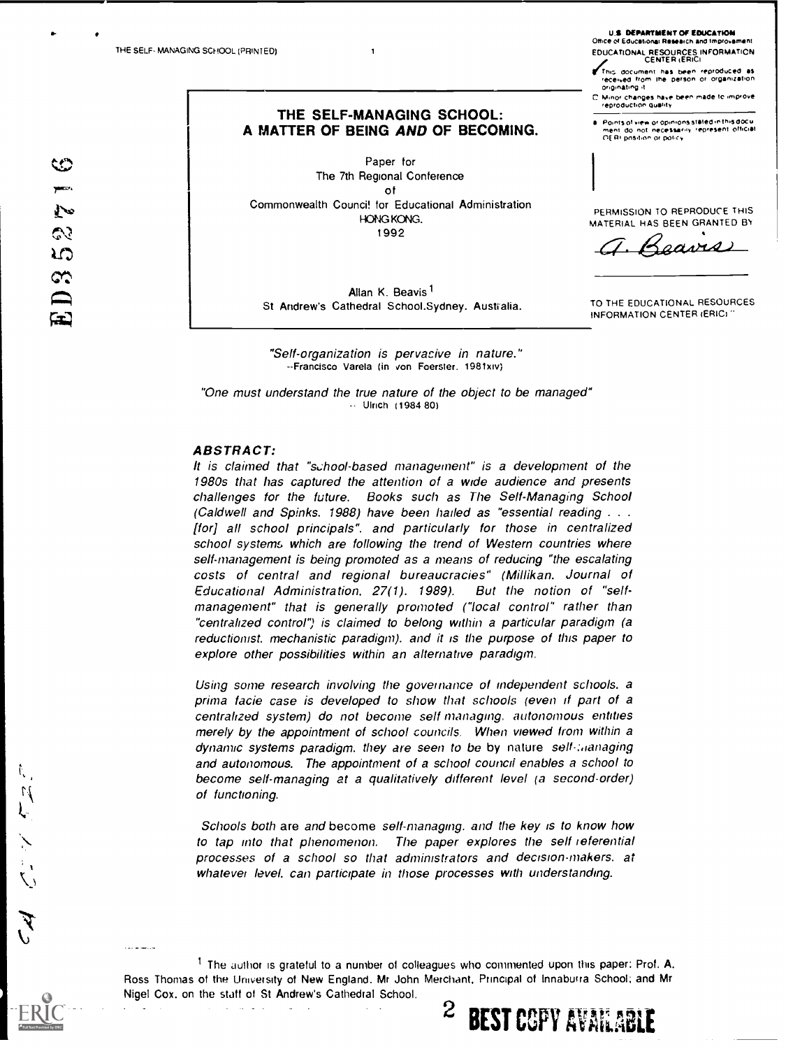# THE SELF-MANAGING SCHOOL: A MATTER OF BEING *AND* OF BECOMING.

Paper for
The 7th Regional Conference
of
Commonwealth Council for Educational Administration
HONG KONG.
1992

Allan K. Beavis[1]
St Andrew's Cathedral School.Sydney. Australia.

*"Self-organization is pervasive in nature."*
--Francisco Varela (in von Foerster. 1981xiv)

*"One must understand the true nature of the object to be managed"*
-- Ulrich (1984 80)

### ABSTRACT:

*It is claimed that "school-based management" is a development of the 1980s that has captured the attention of a wide audience and presents challenges for the future. Books such as The Self-Managing School (Caldwell and Spinks. 1988) have been hailed as "essential reading . . . [for] all school principals". and particularly for those in centralized school systems which are following the trend of Western countries where self-management is being promoted as a means of reducing "the escalating costs of central and regional bureaucracies" (Millikan. Journal of Educational Administration. 27(1). 1989). But the notion of "self-management" that is generally promoted ("local control" rather than "centralized control") is claimed to belong within a particular paradigm (a reductionist. mechanistic paradigm). and it is the purpose of this paper to explore other possibilities within an alternative paradigm.*

*Using some research involving the governance of independent schools. a prima facie case is developed to show that schools (even if part of a centralized system) do not become self managing. autonomous entities merely by the appointment of school councils. When viewed from within a dynamic systems paradigm. they are seen to be by nature self-managing and autonomous. The appointment of a school council enables a school to become self-managing at a qualitatively different level (a second-order) of functioning.*

*Schools both are and become self-managing. and the key is to know how to tap into that phenomenon. The paper explores the self referential processes of a school so that administrators and decision-makers. at whatever level. can participate in those processes with understanding.*

[1] The author is grateful to a number of colleagues who commented upon this paper: Prof. A. Ross Thomas of the University of New England. Mr John Merchant, Principal of Innaburra School; and Mr Nigel Cox. on the staff of St Andrew's Cathedral School.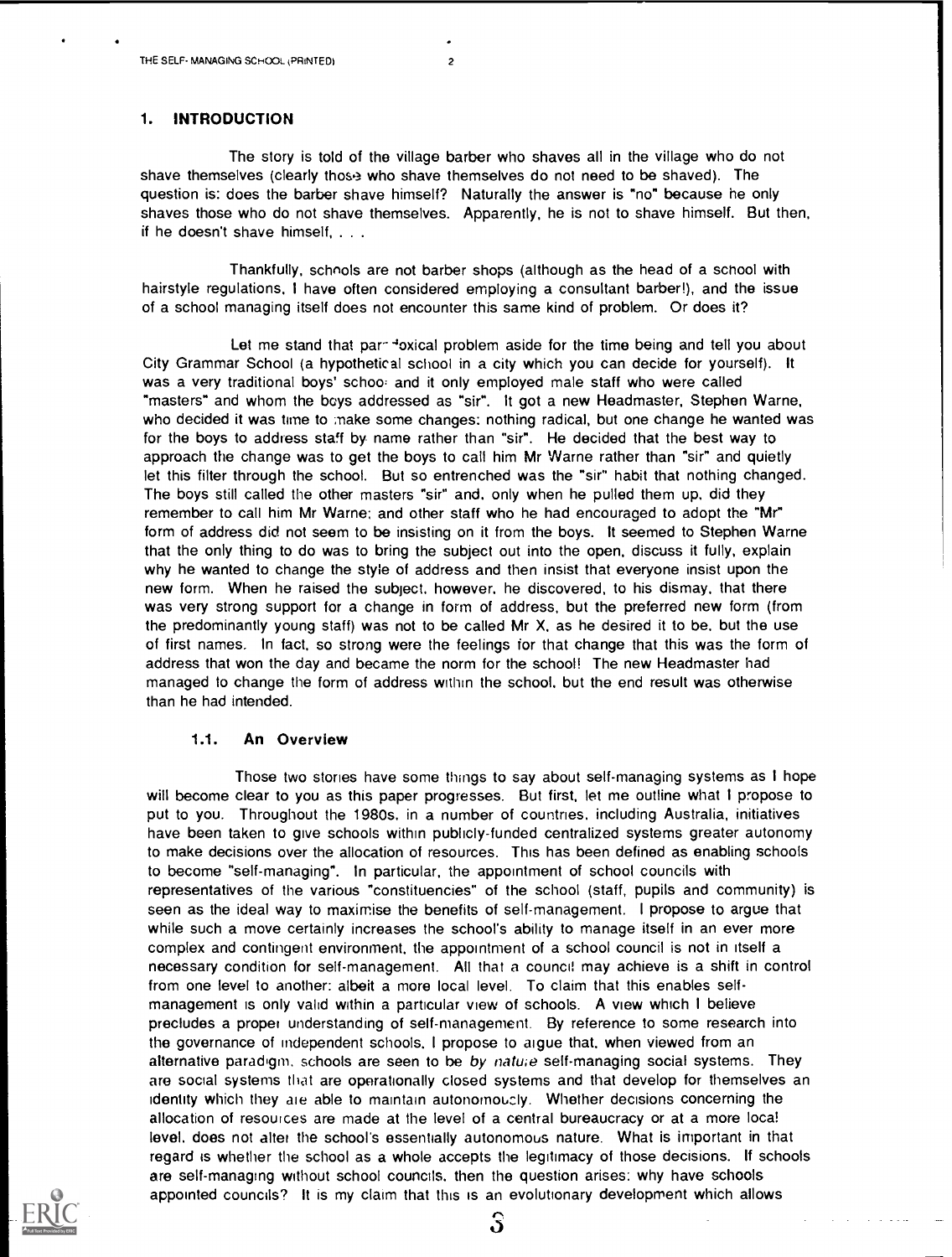## 1. INTRODUCTION

The story is told of the village barber who shaves all in the village who do not shave themselves (clearly those who shave themselves do not need to be shaved). The question is: does the barber shave himself? Naturally the answer is "no" because he only shaves those who do not shave themselves. Apparently, he is not to shave himself. But then, if he doesn't shave himself, . . .

Thankfully, schools are not barber shops (although as the head of a school with hairstyle regulations, I have often considered employing a consultant barber!), and the issue of a school managing itself does not encounter this same kind of problem. Or does it?

Let me stand that paradoxical problem aside for the time being and tell you about City Grammar School (a hypothetical school in a city which you can decide for yourself). It was a very traditional boys' school and it only employed male staff who were called "masters" and whom the boys addressed as "sir". It got a new Headmaster, Stephen Warne, who decided it was time to make some changes: nothing radical, but one change he wanted was for the boys to address staff by name rather than "sir". He decided that the best way to approach the change was to get the boys to call him Mr Warne rather than "sir" and quietly let this filter through the school. But so entrenched was the "sir" habit that nothing changed. The boys still called the other masters "sir" and, only when he pulled them up, did they remember to call him Mr Warne; and other staff who he had encouraged to adopt the "Mr" form of address did not seem to be insisting on it from the boys. It seemed to Stephen Warne that the only thing to do was to bring the subject out into the open, discuss it fully, explain why he wanted to change the style of address and then insist that everyone insist upon the new form. When he raised the subject, however, he discovered, to his dismay, that there was very strong support for a change in form of address, but the preferred new form (from the predominantly young staff) was not to be called Mr X, as he desired it to be, but the use of first names. In fact, so strong were the feelings for that change that this was the form of address that won the day and became the norm for the school! The new Headmaster had managed to change the form of address within the school, but the end result was otherwise than he had intended.

### 1.1. An Overview

Those two stories have some things to say about self-managing systems as I hope will become clear to you as this paper progresses. But first, let me outline what I propose to put to you. Throughout the 1980s, in a number of countries, including Australia, initiatives have been taken to give schools within publicly-funded centralized systems greater autonomy to make decisions over the allocation of resources. This has been defined as enabling schools to become "self-managing". In particular, the appointment of school councils with representatives of the various "constituencies" of the school (staff, pupils and community) is seen as the ideal way to maximise the benefits of self-management. I propose to argue that while such a move certainly increases the school's ability to manage itself in an ever more complex and contingent environment, the appointment of a school council is not in itself a necessary condition for self-management. All that a council may achieve is a shift in control from one level to another: albeit a more local level. To claim that this enables self-management is only valid within a particular view of schools. A view which I believe precludes a proper understanding of self-management. By reference to some research into the governance of independent schools, I propose to argue that, when viewed from an alternative paradigm, schools are seen to be *by nature* self-managing social systems. They are social systems that are operationally closed systems and that develop for themselves an identity which they are able to maintain autonomously. Whether decisions concerning the allocation of resources are made at the level of a central bureaucracy or at a more local level, does not alter the school's essentially autonomous nature. What is important in that regard is whether the school as a whole accepts the legitimacy of those decisions. If schools are self-managing without school councils, then the question arises: why have schools appointed councils? It is my claim that this is an evolutionary development which allows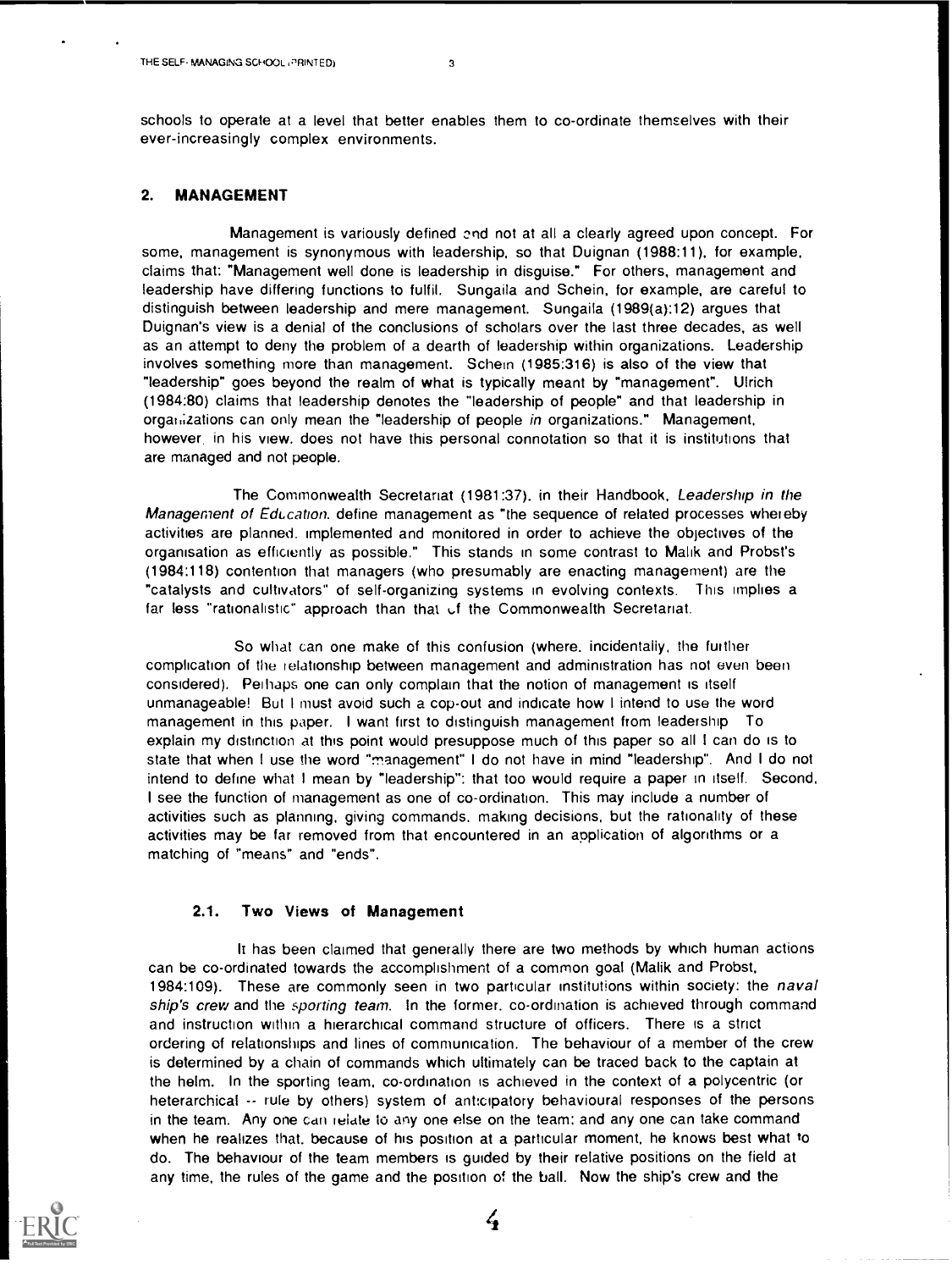schools to operate at a level that better enables them to co-ordinate themselves with their ever-increasingly complex environments.

## 2. MANAGEMENT

Management is variously defined and not at all a clearly agreed upon concept. For some, management is synonymous with leadership, so that Duignan (1988:11), for example, claims that: "Management well done is leadership in disguise." For others, management and leadership have differing functions to fulfil. Sungaila and Schein, for example, are careful to distinguish between leadership and mere management. Sungaila (1989(a):12) argues that Duignan's view is a denial of the conclusions of scholars over the last three decades, as well as an attempt to deny the problem of a dearth of leadership within organizations. Leadership involves something more than management. Schein (1985:316) is also of the view that "leadership" goes beyond the realm of what is typically meant by "management". Ulrich (1984:80) claims that leadership denotes the "leadership of people" and that leadership in organizations can only mean the "leadership of people *in* organizations." Management, however, in his view, does not have this personal connotation so that it is institutions that are managed and not people.

The Commonwealth Secretariat (1981:37), in their Handbook, *Leadership in the Management of Education*, define management as "the sequence of related processes whereby activities are planned, implemented and monitored in order to achieve the objectives of the organisation as efficiently as possible." This stands in some contrast to Malik and Probst's (1984:118) contention that managers (who presumably are enacting management) are the "catalysts and cultivators" of self-organizing systems in evolving contexts. This implies a far less "rationalistic" approach than that of the Commonwealth Secretariat.

So what can one make of this confusion (where, incidentally, the further complication of the relationship between management and administration has not even been considered). Perhaps one can only complain that the notion of management is itself unmanageable! But I must avoid such a cop-out and indicate how I intend to use the word management in this paper. I want first to distinguish management from leadership. To explain my distinction at this point would presuppose much of this paper so all I can do is to state that when I use the word "management" I do not have in mind "leadership". And I do not intend to define what I mean by "leadership": that too would require a paper in itself. Second, I see the function of management as one of co-ordination. This may include a number of activities such as planning, giving commands, making decisions, but the rationality of these activities may be far removed from that encountered in an application of algorithms or a matching of "means" and "ends".

### 2.1. Two Views of Management

It has been claimed that generally there are two methods by which human actions can be co-ordinated towards the accomplishment of a common goal (Malik and Probst, 1984:109). These are commonly seen in two particular institutions within society: the *naval ship's crew* and the *sporting team*. In the former, co-ordination is achieved through command and instruction within a hierarchical command structure of officers. There is a strict ordering of relationships and lines of communication. The behaviour of a member of the crew is determined by a chain of commands which ultimately can be traced back to the captain at the helm. In the sporting team, co-ordination is achieved in the context of a polycentric (or heterarchical -- rule by others) system of anticipatory behavioural responses of the persons in the team. Any one can relate to any one else on the team; and any one can take command when he realizes that, because of his position at a particular moment, he knows best what to do. The behaviour of the team members is guided by their relative positions on the field at any time, the rules of the game and the position of the ball. Now the ship's crew and the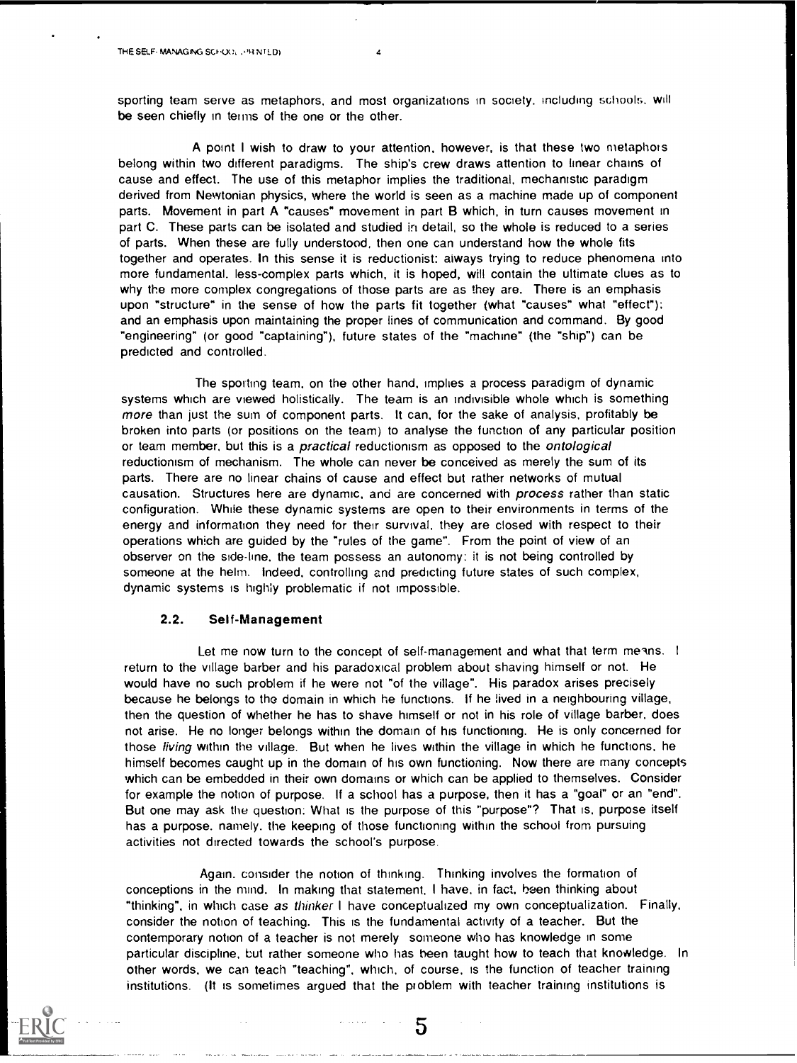sporting team serve as metaphors, and most organizations in society, including schools, will be seen chiefly in terms of the one or the other.

A point I wish to draw to your attention, however, is that these two metaphors belong within two different paradigms. The ship's crew draws attention to linear chains of cause and effect. The use of this metaphor implies the traditional, mechanistic paradigm derived from Newtonian physics, where the world is seen as a machine made up of component parts. Movement in part A "causes" movement in part B which, in turn causes movement in part C. These parts can be isolated and studied in detail, so the whole is reduced to a series of parts. When these are fully understood, then one can understand how the whole fits together and operates. In this sense it is reductionist: always trying to reduce phenomena into more fundamental, less-complex parts which, it is hoped, will contain the ultimate clues as to why the more complex congregations of those parts are as they are. There is an emphasis upon "structure" in the sense of how the parts fit together (what "causes" what "effect"); and an emphasis upon maintaining the proper lines of communication and command. By good "engineering" (or good "captaining"), future states of the "machine" (the "ship") can be predicted and controlled.

The sporting team, on the other hand, implies a process paradigm of dynamic systems which are viewed holistically. The team is an indivisible whole which is something *more* than just the sum of component parts. It can, for the sake of analysis, profitably be broken into parts (or positions on the team) to analyse the function of any particular position or team member, but this is a *practical* reductionism as opposed to the *ontological* reductionism of mechanism. The whole can never be conceived as merely the sum of its parts. There are no linear chains of cause and effect but rather networks of mutual causation. Structures here are dynamic, and are concerned with *process* rather than static configuration. While these dynamic systems are open to their environments in terms of the energy and information they need for their survival, they are closed with respect to their operations which are guided by the "rules of the game". From the point of view of an observer on the side-line, the team possess an autonomy: it is not being controlled by someone at the helm. Indeed, controlling and predicting future states of such complex, dynamic systems is highly problematic if not impossible.

### 2.2. Self-Management

Let me now turn to the concept of self-management and what that term means. I return to the village barber and his paradoxical problem about shaving himself or not. He would have no such problem if he were not "of the village". His paradox arises precisely because he belongs to the domain in which he functions. If he lived in a neighbouring village, then the question of whether he has to shave himself or not in his role of village barber, does not arise. He no longer belongs within the domain of his functioning. He is only concerned for those *living* within the village. But when he lives within the village in which he functions, he himself becomes caught up in the domain of his own functioning. Now there are many concepts which can be embedded in their own domains or which can be applied to themselves. Consider for example the notion of purpose. If a school has a purpose, then it has a "goal" or an "end". But one may ask the question: What is the purpose of this "purpose"? That is, purpose itself has a purpose, namely, the keeping of those functioning within the school from pursuing activities not directed towards the school's purpose.

Again, consider the notion of thinking. Thinking involves the formation of conceptions in the mind. In making that statement, I have, in fact, been thinking about "thinking", in which case *as thinker* I have conceptualized my own conceptualization. Finally, consider the notion of teaching. This is the fundamental activity of a teacher. But the contemporary notion of a teacher is not merely someone who has knowledge in some particular discipline, but rather someone who has been taught how to teach that knowledge. In other words, we can teach "teaching", which, of course, is the function of teacher training institutions. (It is sometimes argued that the problem with teacher training institutions is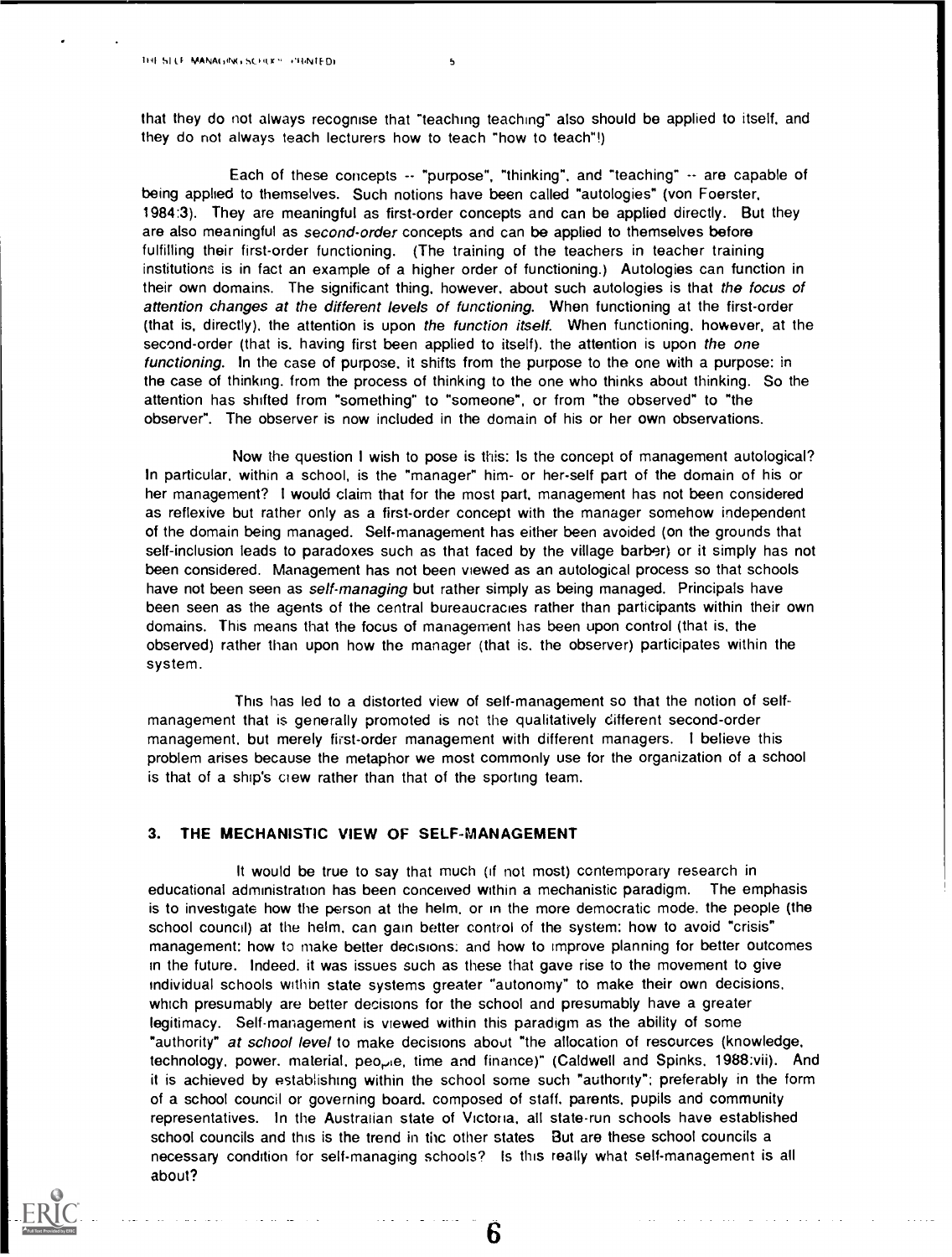that they do not always recognise that "teaching teaching" also should be applied to itself, and they do not always teach lecturers how to teach "how to teach"!)

Each of these concepts -- "purpose", "thinking", and "teaching" -- are capable of being applied to themselves. Such notions have been called "autologies" (von Foerster, 1984:3). They are meaningful as first-order concepts and can be applied directly. But they are also meaningful as *second-order* concepts and can be applied to themselves before fulfilling their first-order functioning. (The training of the teachers in teacher training institutions is in fact an example of a higher order of functioning.) Autologies can function in their own domains. The significant thing, however, about such autologies is that *the focus of attention changes at the different levels of functioning*. When functioning at the first-order (that is, directly), the attention is upon *the function itself*. When functioning, however, at the second-order (that is, having first been applied to itself), the attention is upon *the one functioning*. In the case of purpose, it shifts from the purpose to the one with a purpose: in the case of thinking, from the process of thinking to the one who thinks about thinking. So the attention has shifted from "something" to "someone", or from "the observed" to "the observer". The observer is now included in the domain of his or her own observations.

Now the question I wish to pose is this: Is the concept of management autological? In particular, within a school, is the "manager" him- or her-self part of the domain of his or her management? I would claim that for the most part, management has not been considered as reflexive but rather only as a first-order concept with the manager somehow independent of the domain being managed. Self-management has either been avoided (on the grounds that self-inclusion leads to paradoxes such as that faced by the village barber) or it simply has not been considered. Management has not been viewed as an autological process so that schools have not been seen as *self-managing* but rather simply as being managed. Principals have been seen as the agents of the central bureaucracies rather than participants within their own domains. This means that the focus of management has been upon control (that is, the observed) rather than upon how the manager (that is, the observer) participates within the system.

This has led to a distorted view of self-management so that the notion of self-management that is generally promoted is not the qualitatively different second-order management, but merely first-order management with different managers. I believe this problem arises because the metaphor we most commonly use for the organization of a school is that of a ship's crew rather than that of the sporting team.

## 3. THE MECHANISTIC VIEW OF SELF-MANAGEMENT

It would be true to say that much (if not most) contemporary research in educational administration has been conceived within a mechanistic paradigm. The emphasis is to investigate how the person at the helm, or in the more democratic mode, the people (the school council) at the helm, can gain better control of the system: how to avoid "crisis" management: how to make better decisions: and how to improve planning for better outcomes in the future. Indeed, it was issues such as these that gave rise to the movement to give individual schools within state systems greater "autonomy" to make their own decisions, which presumably are better decisions for the school and presumably have a greater legitimacy. Self-management is viewed within this paradigm as the ability of some "authority" *at school level* to make decisions about "the allocation of resources (knowledge, technology, power, material, people, time and finance)" (Caldwell and Spinks, 1988:vii). And it is achieved by establishing within the school some such "authority"; preferably in the form of a school council or governing board, composed of staff, parents, pupils and community representatives. In the Australian state of Victoria, all state-run schools have established school councils and this is the trend in the other states But are these school councils a necessary condition for self-managing schools? Is this really what self-management is all about?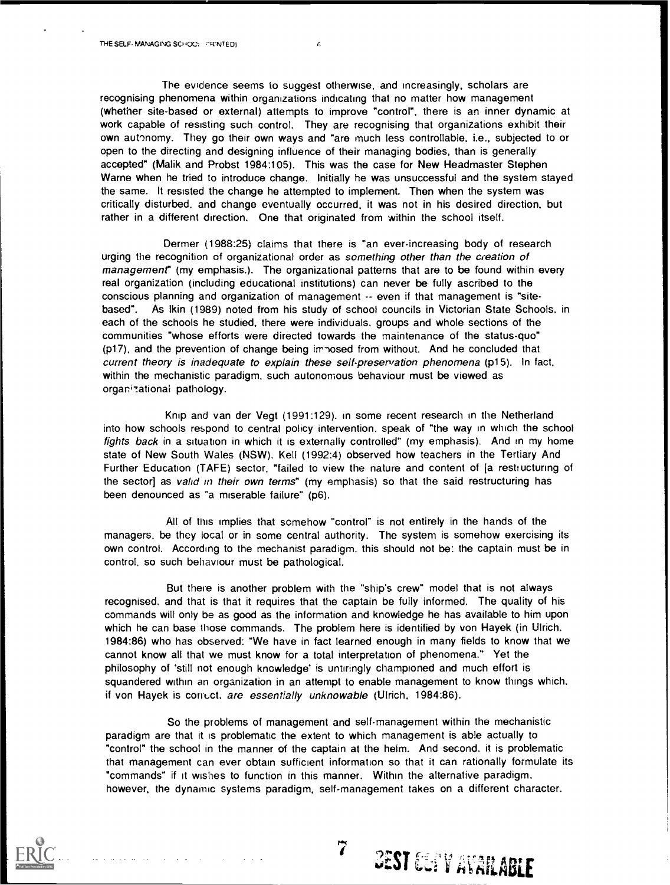The evidence seems to suggest otherwise, and increasingly, scholars are recognising phenomena within organizations indicating that no matter how management (whether site-based or external) attempts to improve "control", there is an inner dynamic at work capable of resisting such control. They are recognising that organizations exhibit their own autonomy. They go their own ways and "are much less controllable, i.e., subjected to or open to the directing and designing influence of their managing bodies, than is generally accepted" (Malik and Probst 1984:105). This was the case for New Headmaster Stephen Warne when he tried to introduce change. Initially he was unsuccessful and the system stayed the same. It resisted the change he attempted to implement. Then when the system was critically disturbed, and change eventually occurred, it was not in his desired direction, but rather in a different direction. One that originated from within the school itself.

Dermer (1988:25) claims that there is "an ever-increasing body of research urging the recognition of organizational order as *something other than the creation of management*" (my emphasis.). The organizational patterns that are to be found within every real organization (including educational institutions) can never be fully ascribed to the conscious planning and organization of management -- even if that management is "site-based". As Ikin (1989) noted from his study of school councils in Victorian State Schools, in each of the schools he studied, there were individuals, groups and whole sections of the communities "whose efforts were directed towards the maintenance of the status-quo" (p17), and the prevention of change being imposed from without. And he concluded that *current theory is inadequate to explain these self-preservation phenomena* (p15). In fact, within the mechanistic paradigm, such autonomous behaviour must be viewed as organizational pathology.

Knip and van der Vegt (1991:129), in some recent research in the Netherland into how schools respond to central policy intervention, speak of "the way in which the school *fights back* in a situation in which it is externally controlled" (my emphasis). And in my home state of New South Wales (NSW), Kell (1992:4) observed how teachers in the Tertiary And Further Education (TAFE) sector, "failed to view the nature and content of [a restructuring of the sector] as *valid in their own terms*" (my emphasis) so that the said restructuring has been denounced as "a miserable failure" (p6).

All of this implies that somehow "control" is not entirely in the hands of the managers, be they local or in some central authority. The system is somehow exercising its own control. According to the mechanist paradigm, this should not be: the captain must be in control, so such behaviour must be pathological.

But there is another problem with the "ship's crew" model that is not always recognised, and that is that it requires that the captain be fully informed. The quality of his commands will only be as good as the information and knowledge he has available to him upon which he can base those commands. The problem here is identified by von Hayek (in Ulrich, 1984:86) who has observed: "We have in fact learned enough in many fields to know that we cannot know all that we must know for a total interpretation of phenomena." Yet the philosophy of 'still not enough knowledge' is untiringly championed and much effort is squandered within an organization in an attempt to enable management to know things which, if von Hayek is correct, *are essentially unknowable* (Ulrich, 1984:86).

So the problems of management and self-management within the mechanistic paradigm are that it is problematic the extent to which management is able actually to "control" the school in the manner of the captain at the helm. And second, it is problematic that management can ever obtain sufficient information so that it can rationally formulate its "commands" if it wishes to function in this manner. Within the alternative paradigm, however, the dynamic systems paradigm, self-management takes on a different character.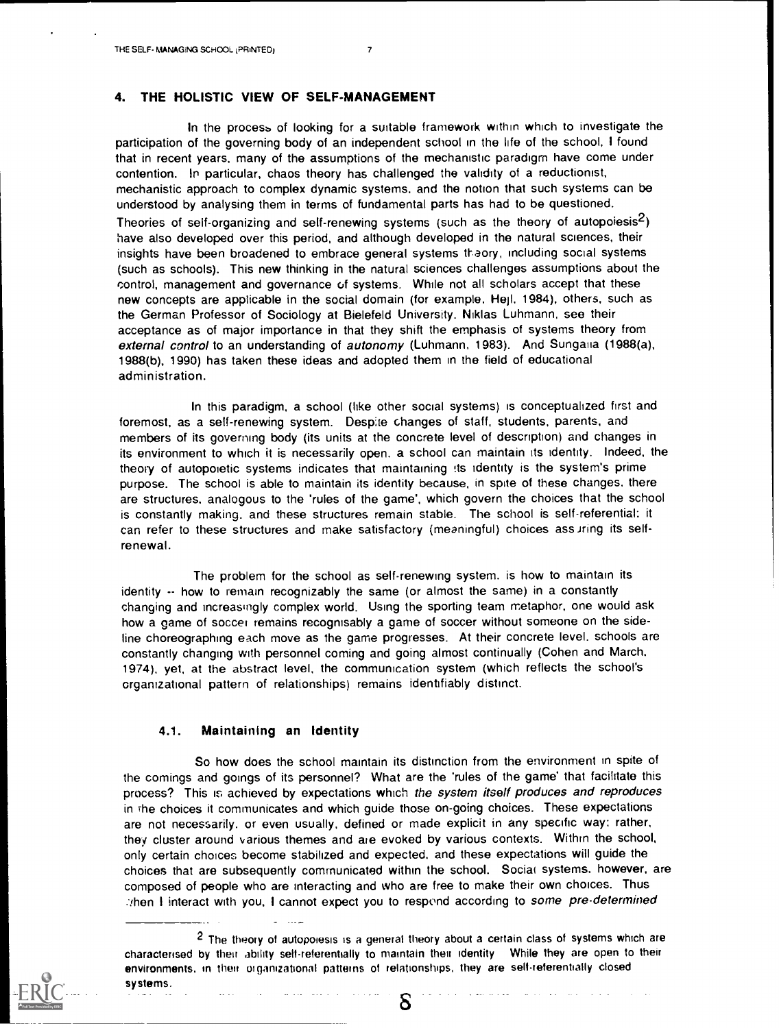## 4. THE HOLISTIC VIEW OF SELF-MANAGEMENT

In the process of looking for a suitable framework within which to investigate the participation of the governing body of an independent school in the life of the school, I found that in recent years, many of the assumptions of the mechanistic paradigm have come under contention. In particular, chaos theory has challenged the validity of a reductionist, mechanistic approach to complex dynamic systems, and the notion that such systems can be understood by analysing them in terms of fundamental parts has had to be questioned. Theories of self-organizing and self-renewing systems (such as the theory of autopoiesis[2]) have also developed over this period, and although developed in the natural sciences, their insights have been broadened to embrace general systems theory, including social systems (such as schools). This new thinking in the natural sciences challenges assumptions about the control, management and governance of systems. While not all scholars accept that these new concepts are applicable in the social domain (for example, Hejl, 1984), others, such as the German Professor of Sociology at Bielefeld University, Niklas Luhmann, see their acceptance as of major importance in that they shift the emphasis of systems theory from *external control* to an understanding of *autonomy* (Luhmann, 1983). And Sungaila (1988(a), 1988(b), 1990) has taken these ideas and adopted them in the field of educational administration.

In this paradigm, a school (like other social systems) is conceptualized first and foremost, as a self-renewing system. Despite changes of staff, students, parents, and members of its governing body (its units at the concrete level of description) and changes in its environment to which it is necessarily open, a school can maintain its identity. Indeed, the theory of autopoietic systems indicates that maintaining its identity is the system's prime purpose. The school is able to maintain its identity because, in spite of these changes, there are structures, analogous to the 'rules of the game', which govern the choices that the school is constantly making, and these structures remain stable. The school is self-referential: it can refer to these structures and make satisfactory (meaningful) choices assuring its self-renewal.

The problem for the school as self-renewing system, is how to maintain its identity -- how to remain recognizably the same (or almost the same) in a constantly changing and increasingly complex world. Using the sporting team metaphor, one would ask how a game of soccer remains recognisably a game of soccer without someone on the side-line choreographing each move as the game progresses. At their concrete level, schools are constantly changing with personnel coming and going almost continually (Cohen and March, 1974), yet, at the abstract level, the communication system (which reflects the school's organizational pattern of relationships) remains identifiably distinct.

### 4.1. Maintaining an Identity

So how does the school maintain its distinction from the environment in spite of the comings and goings of its personnel? What are the 'rules of the game' that facilitate this process? This is achieved by expectations which *the system itself produces and reproduces* in the choices it communicates and which guide those on-going choices. These expectations are not necessarily, or even usually, defined or made explicit in any specific way; rather, they cluster around various themes and are evoked by various contexts. Within the school, only certain choices become stabilized and expected, and these expectations will guide the choices that are subsequently communicated within the school. Social systems, however, are composed of people who are interacting and who are free to make their own choices. Thus when I interact with you, I cannot expect you to respond according to *some pre-determined*

[2] The theory of autopoiesis is a general theory about a certain class of systems which are characterised by their ability self-referentially to maintain their identity. While they are open to their environments, in their organizational patterns of relationships, they are self-referentially closed systems.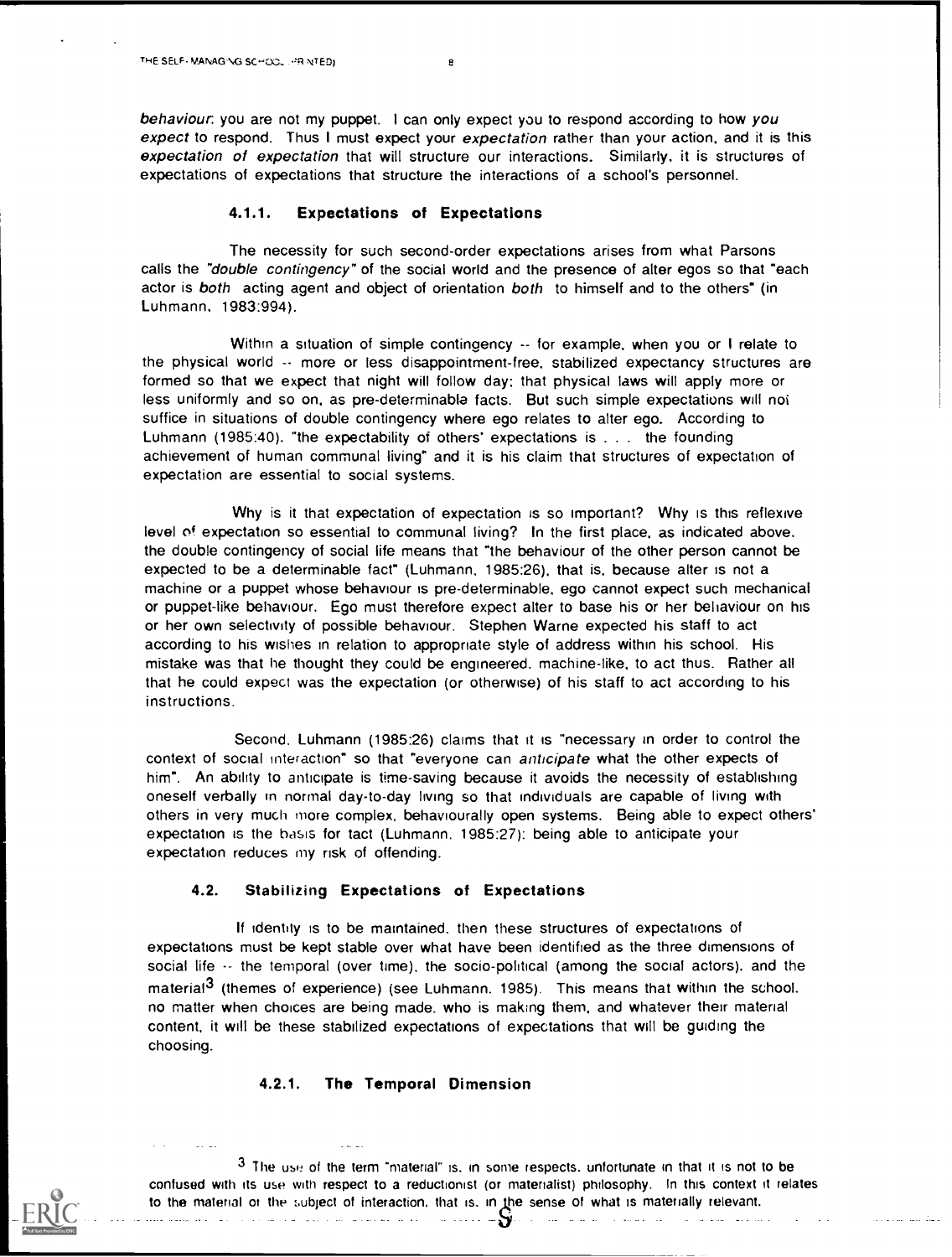*behaviour*: you are not my puppet. I can only expect you to respond according to how *you expect* to respond. Thus I must expect your *expectation* rather than your action, and it is this *expectation of expectation* that will structure our interactions. Similarly, it is structures of expectations of expectations that structure the interactions of a school's personnel.

#### 4.1.1. Expectations of Expectations

The necessity for such second-order expectations arises from what Parsons calls the *"double contingency"* of the social world and the presence of alter egos so that "each actor is *both* acting agent and object of orientation *both* to himself and to the others" (in Luhmann, 1983:994).

Within a situation of simple contingency -- for example, when you or I relate to the physical world -- more or less disappointment-free, stabilized expectancy structures are formed so that we expect that night will follow day; that physical laws will apply more or less uniformly and so on, as pre-determinable facts. But such simple expectations will not suffice in situations of double contingency where ego relates to alter ego. According to Luhmann (1985:40), "the expectability of others' expectations is . . . the founding achievement of human communal living" and it is his claim that structures of expectation of expectation are essential to social systems.

Why is it that expectation of expectation is so important? Why is this reflexive level of expectation so essential to communal living? In the first place, as indicated above, the double contingency of social life means that "the behaviour of the other person cannot be expected to be a determinable fact" (Luhmann, 1985:26), that is, because alter is not a machine or a puppet whose behaviour is pre-determinable, ego cannot expect such mechanical or puppet-like behaviour. Ego must therefore expect alter to base his or her behaviour on his or her own selectivity of possible behaviour. Stephen Warne expected his staff to act according to his wishes in relation to appropriate style of address within his school. His mistake was that he thought they could be engineered, machine-like, to act thus. Rather all that he could expect was the expectation (or otherwise) of his staff to act according to his instructions.

Second, Luhmann (1985:26) claims that it is "necessary in order to control the context of social interaction" so that "everyone can *anticipate* what the other expects of him". An ability to anticipate is time-saving because it avoids the necessity of establishing oneself verbally in normal day-to-day living so that individuals are capable of living with others in very much more complex, behaviourally open systems. Being able to expect others' expectation is the basis for tact (Luhmann, 1985:27): being able to anticipate your expectation reduces my risk of offending.

### 4.2. Stabilizing Expectations of Expectations

If identity is to be maintained, then these structures of expectations of expectations must be kept stable over what have been identified as the three dimensions of social life -- the temporal (over time), the socio-political (among the social actors), and the material[3] (themes of experience) (see Luhmann, 1985). This means that within the school, no matter when choices are being made, who is making them, and whatever their material content, it will be these stabilized expectations of expectations that will be guiding the choosing.

#### 4.2.1. The Temporal Dimension

[3] The use of the term "material" is, in some respects, unfortunate in that it is not to be confused with its use with respect to a reductionist (or materialist) philosophy. In this context it relates to the material or the subject of interaction, that is, in the sense of what is materially relevant.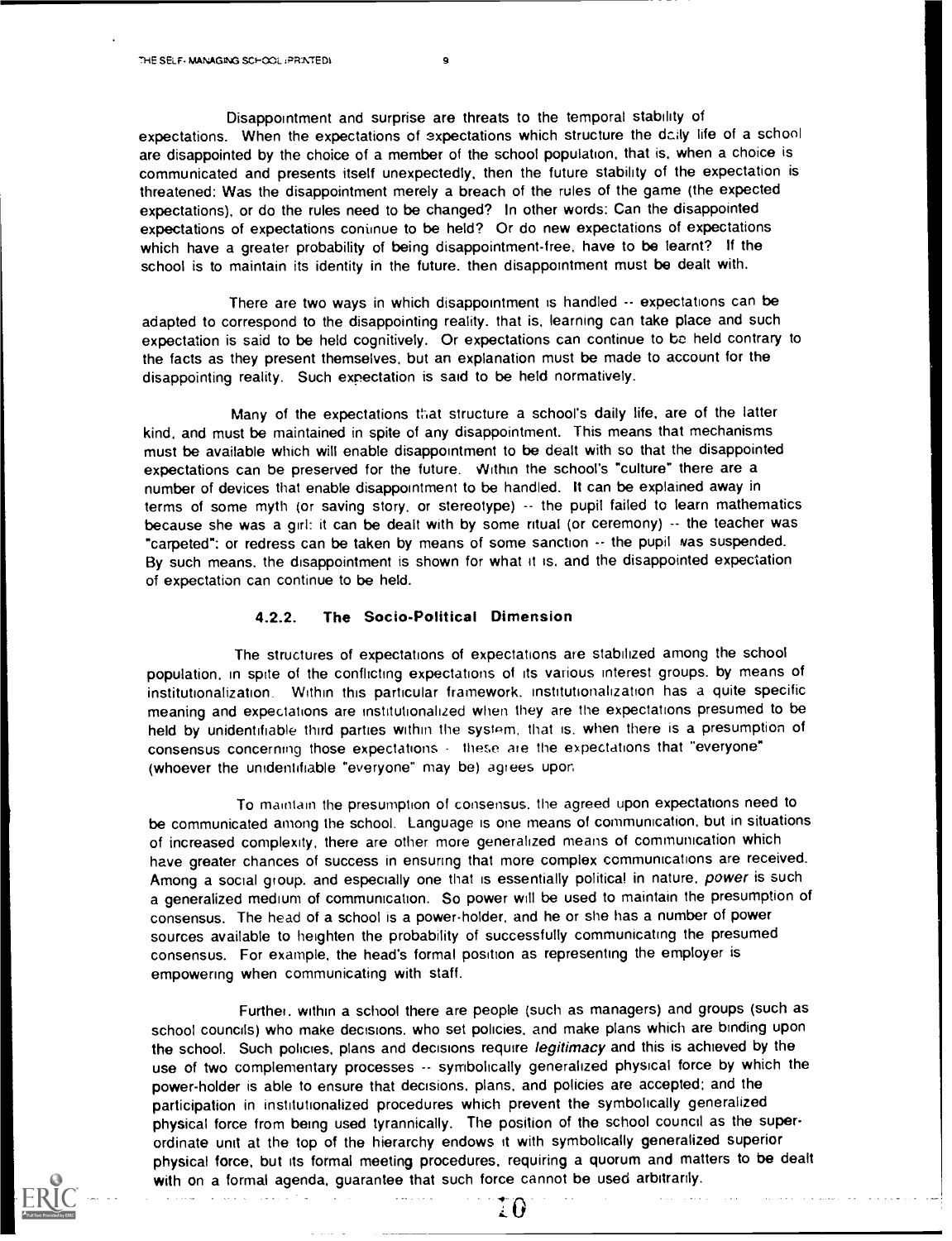Disappointment and surprise are threats to the temporal stability of expectations. When the expectations of expectations which structure the daily life of a school are disappointed by the choice of a member of the school population, that is, when a choice is communicated and presents itself unexpectedly, then the future stability of the expectation is threatened: Was the disappointment merely a breach of the rules of the game (the expected expectations), or do the rules need to be changed? In other words: Can the disappointed expectations of expectations continue to be held? Or do new expectations of expectations which have a greater probability of being disappointment-free, have to be learnt? If the school is to maintain its identity in the future, then disappointment must be dealt with.

There are two ways in which disappointment is handled -- expectations can be adapted to correspond to the disappointing reality, that is, learning can take place and such expectation is said to be held cognitively. Or expectations can continue to be held contrary to the facts as they present themselves, but an explanation must be made to account for the disappointing reality. Such expectation is said to be held normatively.

Many of the expectations that structure a school's daily life, are of the latter kind, and must be maintained in spite of any disappointment. This means that mechanisms must be available which will enable disappointment to be dealt with so that the disappointed expectations can be preserved for the future. Within the school's "culture" there are a number of devices that enable disappointment to be handled. It can be explained away in terms of some myth (or saving story, or stereotype) -- the pupil failed to learn mathematics because she was a girl; it can be dealt with by some ritual (or ceremony) -- the teacher was "carpeted"; or redress can be taken by means of some sanction -- the pupil was suspended. By such means, the disappointment is shown for what it is, and the disappointed expectation of expectation can continue to be held.

### 4.2.2. The Socio-Political Dimension

The structures of expectations of expectations are stabilized among the school population, in spite of the conflicting expectations of its various interest groups, by means of institutionalization. Within this particular framework, institutionalization has a quite specific meaning and expectations are institutionalized when they are the expectations presumed to be held by unidentifiable third parties within the system, that is, when there is a presumption of consensus concerning those expectations - these are the expectations that "everyone" (whoever the unidentifiable "everyone" may be) agrees upon.

To maintain the presumption of consensus, the agreed upon expectations need to be communicated among the school. Language is one means of communication, but in situations of increased complexity, there are other more generalized means of communication which have greater chances of success in ensuring that more complex communications are received. Among a social group, and especially one that is essentially political in nature, *power* is such a generalized medium of communication. So power will be used to maintain the presumption of consensus. The head of a school is a power-holder, and he or she has a number of power sources available to heighten the probability of successfully communicating the presumed consensus. For example, the head's formal position as representing the employer is empowering when communicating with staff.

Further, within a school there are people (such as managers) and groups (such as school councils) who make decisions, who set policies, and make plans which are binding upon the school. Such policies, plans and decisions require *legitimacy* and this is achieved by the use of two complementary processes -- symbolically generalized physical force by which the power-holder is able to ensure that decisions, plans, and policies are accepted; and the participation in institutionalized procedures which prevent the symbolically generalized physical force from being used tyrannically. The position of the school council as the super-ordinate unit at the top of the hierarchy endows it with symbolically generalized superior physical force, but its formal meeting procedures, requiring a quorum and matters to be dealt with on a formal agenda, guarantee that such force cannot be used arbitrarily.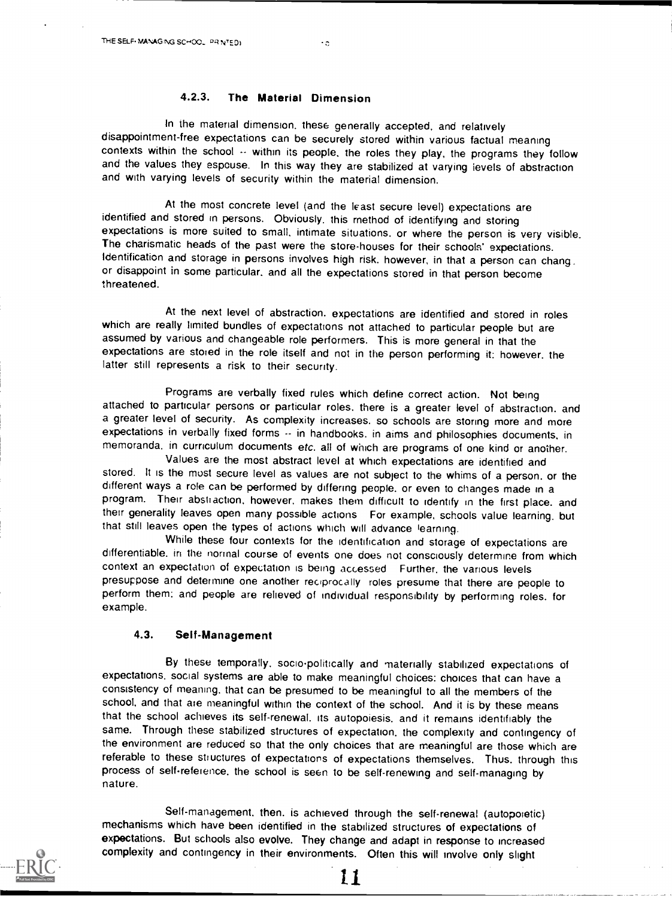### 4.2.3. The Material Dimension

In the material dimension, these generally accepted, and relatively disappointment-free expectations can be securely stored within various factual meaning contexts within the school -- within its people, the roles they play, the programs they follow and the values they espouse. In this way they are stabilized at varying levels of abstraction and with varying levels of security within the material dimension.

At the most concrete level (and the least secure level) expectations are identified and stored in persons. Obviously, this method of identifying and storing expectations is more suited to small, intimate situations, or where the person is very visible. The charismatic heads of the past were the store-houses for their schools' expectations. Identification and storage in persons involves high risk, however, in that a person can change or disappoint in some particular, and all the expectations stored in that person become threatened.

At the next level of abstraction, expectations are identified and stored in roles which are really limited bundles of expectations not attached to particular people but are assumed by various and changeable role performers. This is more general in that the expectations are stored in the role itself and not in the person performing it; however, the latter still represents a risk to their security.

Programs are verbally fixed rules which define correct action. Not being attached to particular persons or particular roles, there is a greater level of abstraction, and a greater level of security. As complexity increases, so schools are storing more and more expectations in verbally fixed forms -- in handbooks, in aims and philosophies documents, in memoranda, in curriculum documents etc. all of which are programs of one kind or another.

Values are the most abstract level at which expectations are identified and stored. It is the most secure level as values are not subject to the whims of a person, or the different ways a role can be performed by differing people, or even to changes made in a program. Their abstraction, however, makes them difficult to identify in the first place, and their generality leaves open many possible actions. For example, schools value learning, but that still leaves open the types of actions which will advance learning.

While these four contexts for the identification and storage of expectations are differentiable, in the normal course of events one does not consciously determine from which context an expectation of expectation is being accessed. Further, the various levels presuppose and determine one another reciprocally: roles presume that there are people to perform them; and people are relieved of individual responsibility by performing roles, for example.

### 4.3. Self-Management

By these temporally, socio-politically and materially stabilized expectations of expectations, social systems are able to make meaningful choices: choices that can have a consistency of meaning, that can be presumed to be meaningful to all the members of the school, and that are meaningful within the context of the school. And it is by these means that the school achieves its self-renewal, its autopoiesis, and it remains identifiably the same. Through these stabilized structures of expectation, the complexity and contingency of the environment are reduced so that the only choices that are meaningful are those which are referable to these structures of expectations of expectations themselves. Thus, through this process of self-reference, the school is seen to be self-renewing and self-managing by nature.

Self-management, then, is achieved through the self-renewal (autopoietic) mechanisms which have been identified in the stabilized structures of expectations of expectations. But schools also evolve. They change and adapt in response to increased complexity and contingency in their environments. Often this will involve only slight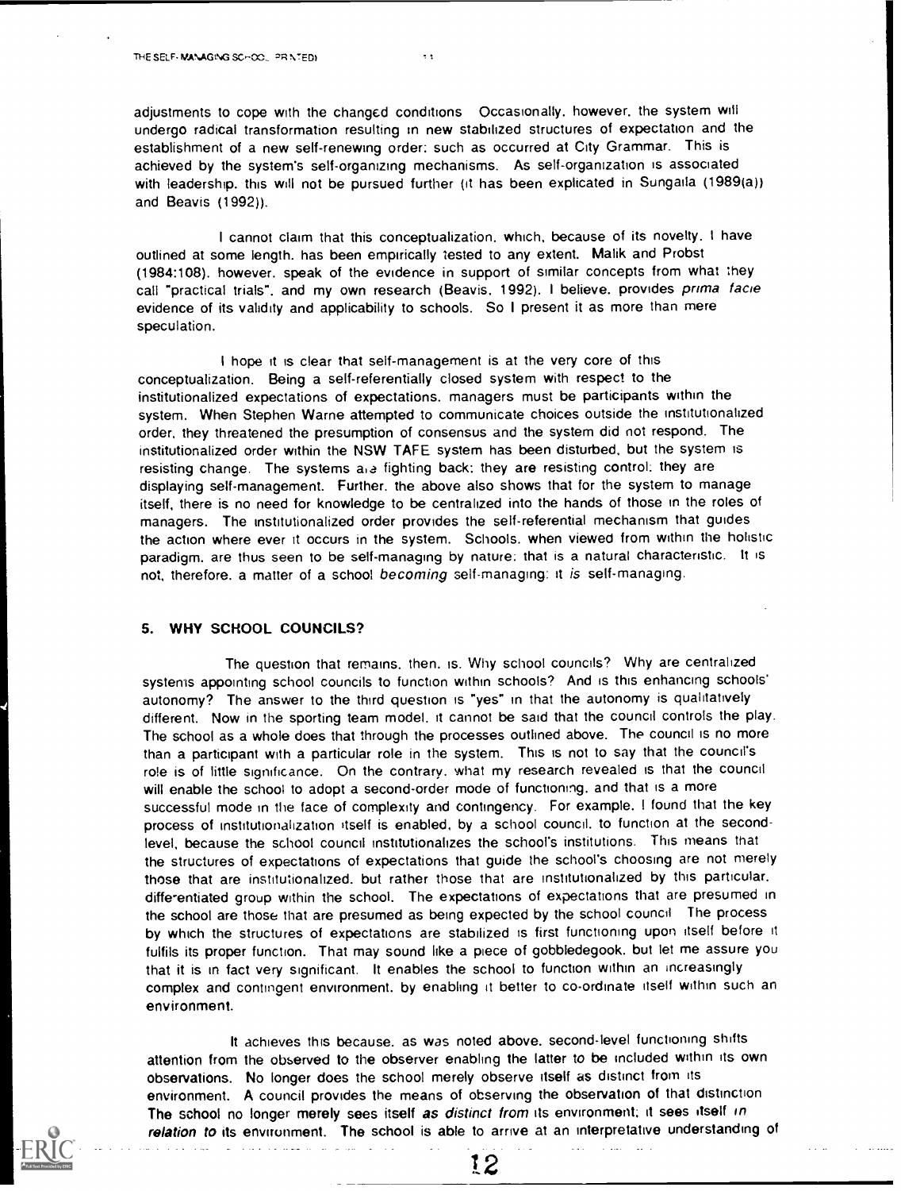adjustments to cope with the changed conditions Occasionally, however, the system will undergo radical transformation resulting in new stabilized structures of expectation and the establishment of a new self-renewing order; such as occurred at City Grammar. This is achieved by the system's self-organizing mechanisms. As self-organization is associated with leadership, this will not be pursued further (it has been explicated in Sungaila (1989(a)) and Beavis (1992)).

I cannot claim that this conceptualization, which, because of its novelty, I have outlined at some length, has been empirically tested to any extent. Malik and Probst (1984:108), however, speak of the evidence in support of similar concepts from what they call "practical trials", and my own research (Beavis, 1992), I believe, provides *prima facie* evidence of its validity and applicability to schools. So I present it as more than mere speculation.

I hope it is clear that self-management is at the very core of this conceptualization. Being a self-referentially closed system with respect to the institutionalized expectations of expectations, managers must be participants within the system. When Stephen Warne attempted to communicate choices outside the institutionalized order, they threatened the presumption of consensus and the system did not respond. The institutionalized order within the NSW TAFE system has been disturbed, but the system is resisting change. The systems are fighting back; they are resisting control; they are displaying self-management. Further, the above also shows that for the system to manage itself, there is no need for knowledge to be centralized into the hands of those in the roles of managers. The institutionalized order provides the self-referential mechanism that guides the action where ever it occurs in the system. Schools, when viewed from within the holistic paradigm, are thus seen to be self-managing by nature; that is a natural characteristic. It is not, therefore, a matter of a school *becoming* self-managing; it *is* self-managing.

## 5. WHY SCHOOL COUNCILS?

The question that remains, then, is, Why school councils? Why are centralized systems appointing school councils to function within schools? And is this enhancing schools' autonomy? The answer to the third question is "yes" in that the autonomy is qualitatively different. Now in the sporting team model, it cannot be said that the council controls the play. The school as a whole does that through the processes outlined above. The council is no more than a participant with a particular role in the system. This is not to say that the council's role is of little significance. On the contrary, what my research revealed is that the council will enable the school to adopt a second-order mode of functioning, and that is a more successful mode in the face of complexity and contingency. For example, I found that the key process of institutionalization itself is enabled, by a school council, to function at the second-level, because the school council institutionalizes the school's institutions. This means that the structures of expectations of expectations that guide the school's choosing are not merely those that are institutionalized, but rather those that are institutionalized by this particular, differentiated group within the school. The expectations of expectations that are presumed in the school are those that are presumed as being expected by the school council The process by which the structures of expectations are stabilized is first functioning upon itself before it fulfils its proper function. That may sound like a piece of gobbledegook, but let me assure you that it is in fact very significant. It enables the school to function within an increasingly complex and contingent environment, by enabling it better to co-ordinate itself within such an environment.

It achieves this because, as was noted above, second-level functioning shifts attention from the observed to the observer enabling the latter to be included within its own observations. No longer does the school merely observe itself as distinct from its environment. A council provides the means of observing the observation of that distinction The school no longer merely sees itself *as distinct from* its environment; it sees itself *in relation to* its environment. The school is able to arrive at an interpretative understanding of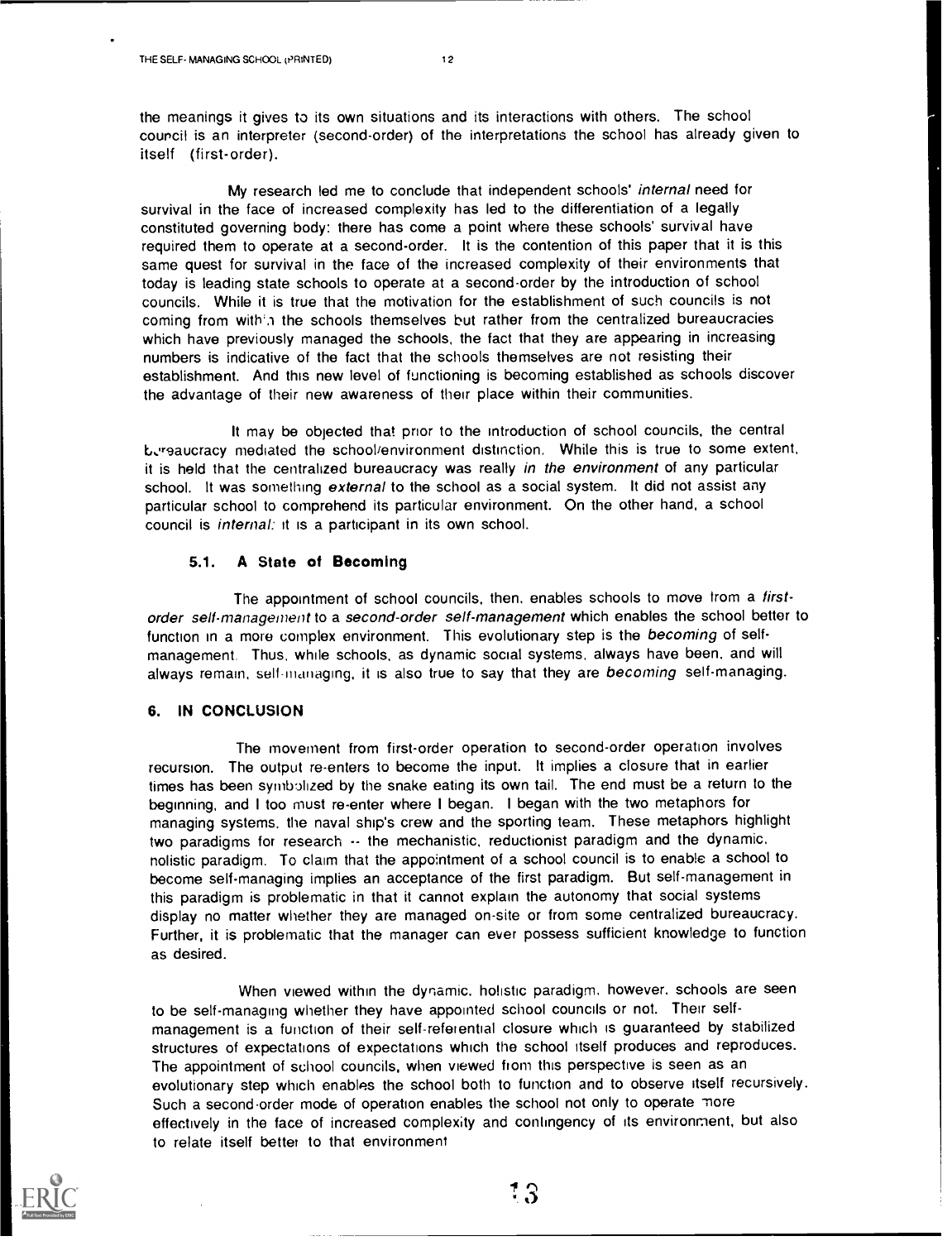the meanings it gives to its own situations and its interactions with others. The school council is an interpreter (second-order) of the interpretations the school has already given to itself (first-order).

My research led me to conclude that independent schools' *internal* need for survival in the face of increased complexity has led to the differentiation of a legally constituted governing body: there has come a point where these schools' survival have required them to operate at a second-order. It is the contention of this paper that it is this same quest for survival in the face of the increased complexity of their environments that today is leading state schools to operate at a second-order by the introduction of school councils. While it is true that the motivation for the establishment of such councils is not coming from within the schools themselves but rather from the centralized bureaucracies which have previously managed the schools, the fact that they are appearing in increasing numbers is indicative of the fact that the schools themselves are not resisting their establishment. And this new level of functioning is becoming established as schools discover the advantage of their new awareness of their place within their communities.

It may be objected that prior to the introduction of school councils, the central bureaucracy mediated the school/environment distinction. While this is true to some extent, it is held that the centralized bureaucracy was really *in the environment* of any particular school. It was something *external* to the school as a social system. It did not assist any particular school to comprehend its particular environment. On the other hand, a school council is *internal:* it is a participant in its own school.

### 5.1. A State of Becoming

The appointment of school councils, then, enables schools to move from a *first-order self-management* to a *second-order self-management* which enables the school better to function in a more complex environment. This evolutionary step is the *becoming* of self-management. Thus, while schools, as dynamic social systems, always have been, and will always remain, self-managing, it is also true to say that they are *becoming* self-managing.

## 6. IN CONCLUSION

The movement from first-order operation to second-order operation involves recursion. The output re-enters to become the input. It implies a closure that in earlier times has been symbolized by the snake eating its own tail. The end must be a return to the beginning, and I too must re-enter where I began. I began with the two metaphors for managing systems, the naval ship's crew and the sporting team. These metaphors highlight two paradigms for research -- the mechanistic, reductionist paradigm and the dynamic, holistic paradigm. To claim that the appointment of a school council is to enable a school to become self-managing implies an acceptance of the first paradigm. But self-management in this paradigm is problematic in that it cannot explain the autonomy that social systems display no matter whether they are managed on-site or from some centralized bureaucracy. Further, it is problematic that the manager can ever possess sufficient knowledge to function as desired.

When viewed within the dynamic, holistic paradigm, however, schools are seen to be self-managing whether they have appointed school councils or not. Their self-management is a function of their self-referential closure which is guaranteed by stabilized structures of expectations of expectations which the school itself produces and reproduces. The appointment of school councils, when viewed from this perspective is seen as an evolutionary step which enables the school both to function and to observe itself recursively. Such a second-order mode of operation enables the school not only to operate more effectively in the face of increased complexity and contingency of its environment, but also to relate itself better to that environment.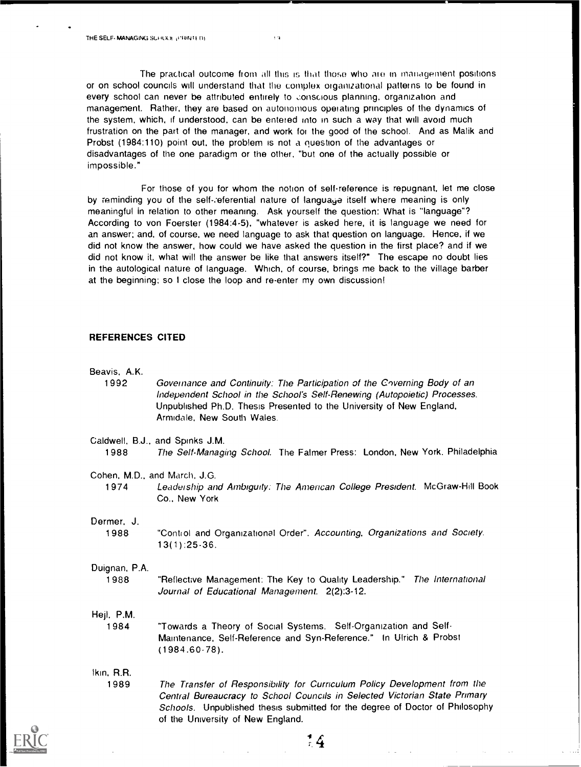The practical outcome from all this is that those who are in management positions or on school councils will understand that the complex organizational patterns to be found in every school can never be attributed entirely to conscious planning, organization and management. Rather, they are based on autonomous operating principles of the dynamics of the system, which, if understood, can be entered into in such a way that will avoid much frustration on the part of the manager, and work for the good of the school. And as Malik and Probst (1984:110) point out, the problem is not a question of the advantages or disadvantages of the one paradigm or the other, "but one of the actually possible or impossible."

For those of you for whom the notion of self-reference is repugnant, let me close by reminding you of the self-referential nature of language itself where meaning is only meaningful in relation to other meaning. Ask yourself the question: What is "language"? According to von Foerster (1984:4-5), "whatever is asked here, it is language we need for an answer; and, of course, we need language to ask that question on language. Hence, if we did not know the answer, how could we have asked the question in the first place? and if we did not know it, what will the answer be like that answers itself?" The escape no doubt lies in the autological nature of language. Which, of course, brings me back to the village barber at the beginning; so I close the loop and re-enter my own discussion!

## REFERENCES CITED

Beavis, A.K.
1992 *Governance and Continuity: The Participation of the Governing Body of an Independent School in the School's Self-Renewing (Autopoietic) Processes.* Unpublished Ph.D. Thesis Presented to the University of New England, Armidale, New South Wales.

Caldwell, B.J., and Spinks J.M.
1988 *The Self-Managing School.* The Falmer Press: London, New York, Philadelphia

Cohen, M.D., and March, J.G.
1974 *Leadership and Ambiguity: The American College President.* McGraw-Hill Book Co., New York

Dermer, J.
1988 "Control and Organizational Order". *Accounting, Organizations and Society.* 13(1):25-36.

Duignan, P.A.
1988 "Reflective Management: The Key to Quality Leadership." *The International Journal of Educational Management.* 2(2):3-12.

Hejl, P.M.
1984 "Towards a Theory of Social Systems. Self-Organization and Self-Maintenance, Self-Reference and Syn-Reference." In Ulrich & Probst (1984.60-78).

Ikin, R.R.
1989 *The Transfer of Responsibility for Curriculum Policy Development from the Central Bureaucracy to School Councils in Selected Victorian State Primary Schools.* Unpublished thesis submitted for the degree of Doctor of Philosophy of the University of New England.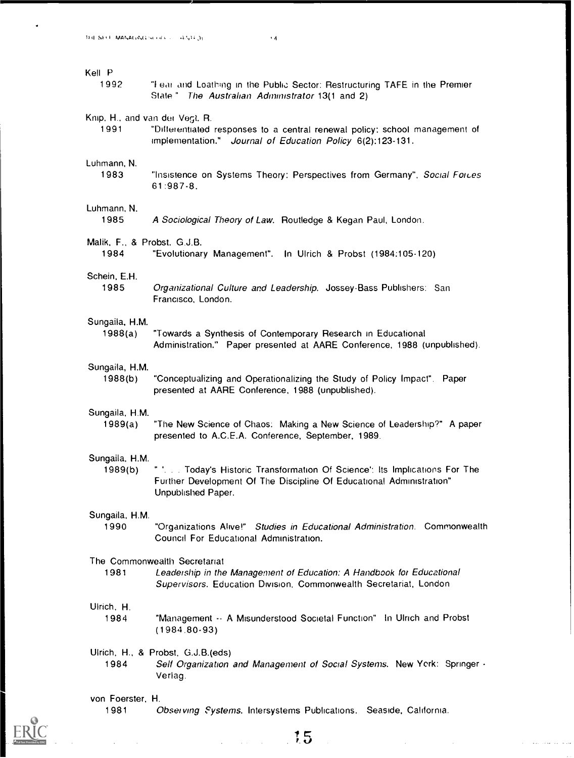Kell P.
1992 "Fear and Loathing in the Public Sector: Restructuring TAFE in the Premier State." *The Australian Administrator* 13(1 and 2)

Knip, H., and van der Vegt, R.
1991 "Differentiated responses to a central renewal policy: school management of implementation." *Journal of Education Policy* 6(2):123-131.

Luhmann, N.
1983 "Insistence on Systems Theory: Perspectives from Germany". *Social Forces* 61:987-8.

Luhmann, N.
1985 *A Sociological Theory of Law.* Routledge & Kegan Paul, London.

Malik, F., & Probst, G.J.B.
1984 "Evolutionary Management". In Ulrich & Probst (1984:105-120)

Schein, E.H.
1985 *Organizational Culture and Leadership.* Jossey-Bass Publishers: San Francisco, London.

Sungaila, H.M.
1988(a) "Towards a Synthesis of Contemporary Research in Educational Administration." Paper presented at AARE Conference, 1988 (unpublished).

Sungaila, H.M.
1988(b) "Conceptualizing and Operationalizing the Study of Policy Impact". Paper presented at AARE Conference, 1988 (unpublished).

Sungaila, H.M.
1989(a) "The New Science of Chaos: Making a New Science of Leadership?" A paper presented to A.C.E.A. Conference, September, 1989.

Sungaila, H.M.
1989(b) "'. . . Today's Historic Transformation Of Science': Its Implications For The Further Development Of The Discipline Of Educational Administration" Unpublished Paper.

Sungaila, H.M.
1990 "Organizations Alive!" *Studies in Educational Administration.* Commonwealth Council For Educational Administration.

The Commonwealth Secretariat
1981 *Leadership in the Management of Education: A Handbook for Educational Supervisors.* Education Division, Commonwealth Secretariat, London

Ulrich, H.
1984 "Management -- A Misunderstood Societal Function" In Ulrich and Probst (1984:80-93)

Ulrich, H., & Probst, G.J.B.(eds)
1984 *Self Organization and Management of Social Systems.* New York: Springer - Verlag.

von Foerster, H.
1981 *Observing Systems.* Intersystems Publications. Seaside, California.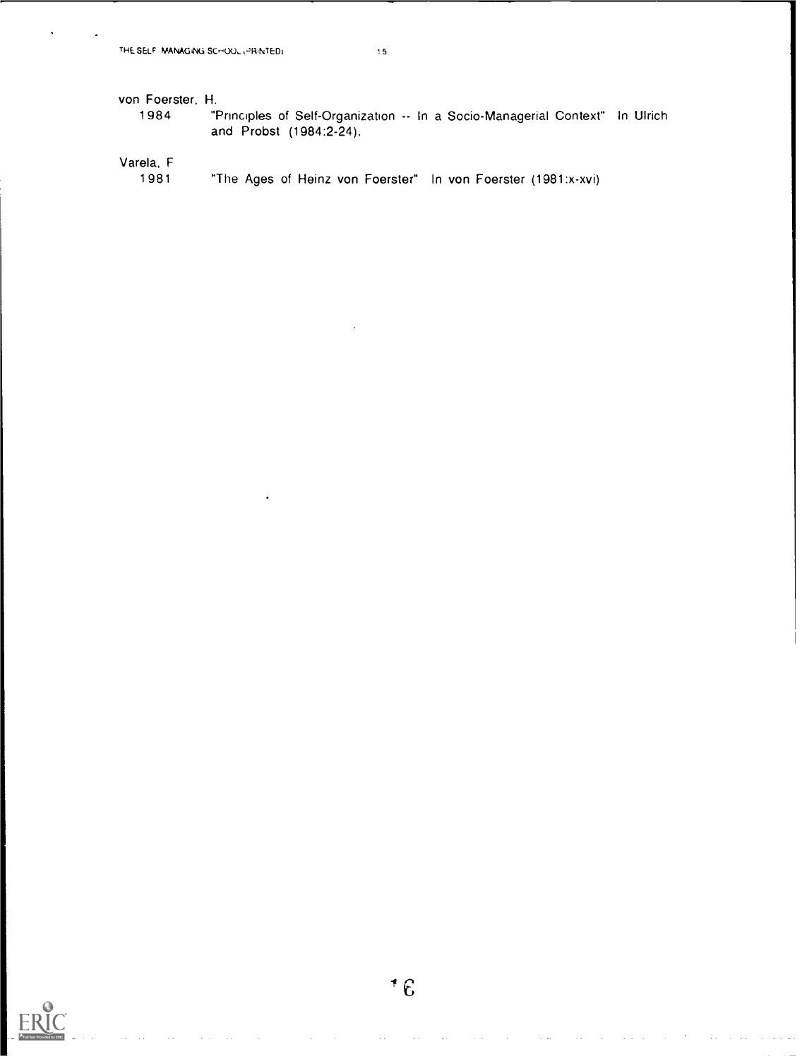von Foerster, H.

1984 "Principles of Self-Organization -- In a Socio-Managerial Context" In Ulrich and Probst (1984:2-24).

Varela, F

1981 "The Ages of Heinz von Foerster" In von Foerster (1981:x-xvi)